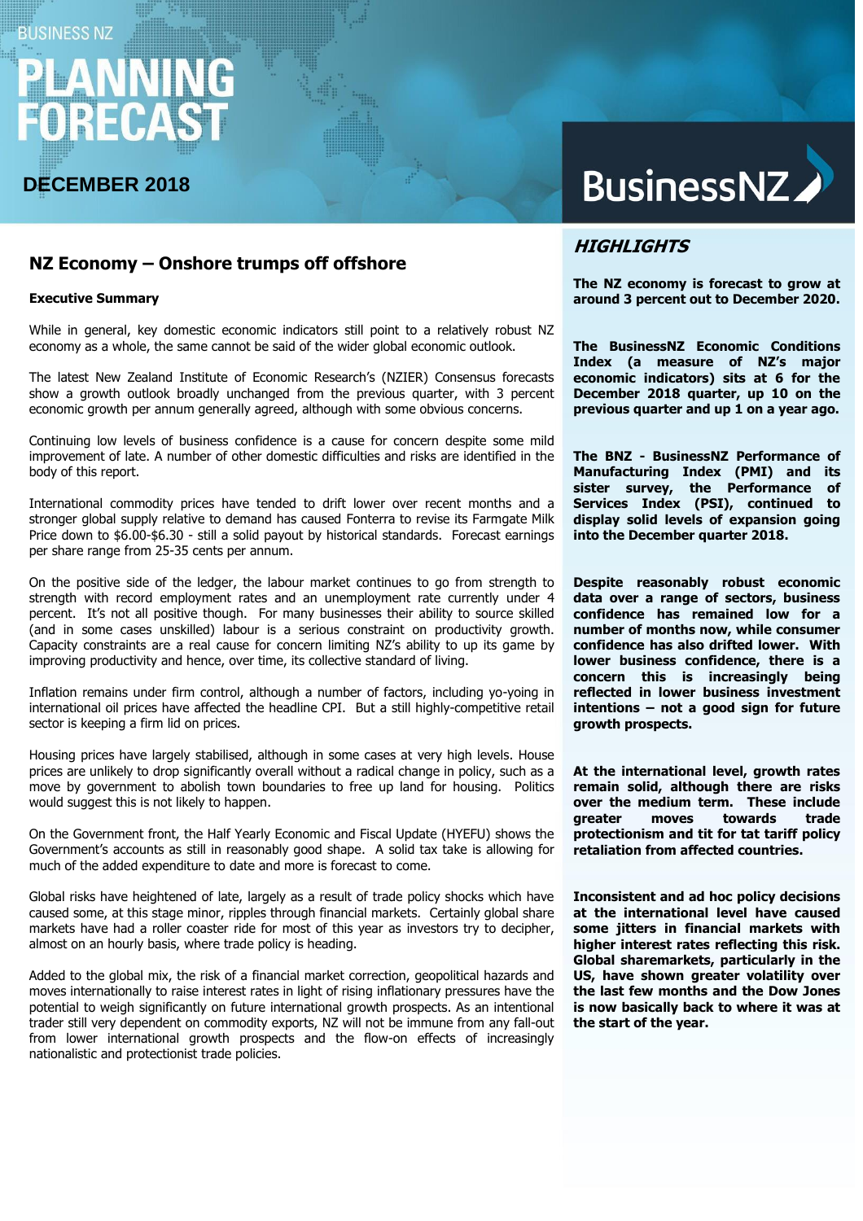BUSINESS NZ

# PLANNING FORECAST

**DECEMBER 2018**

BusinessNZ

## NZ Economy – Onshore trumps off offshore

### Executive Summary

While in general, key domestic economic indicators still point to a relatively robust NZ economy as a whole, the same cannot be said of the wider global economic outlook.

The latest New Zealand Institute of Economic Research's (NZIER) Consensus forecasts show a growth outlook broadly unchanged from the previous quarter, with 3 percent economic growth per annum generally agreed, although with some obvious concerns.

Continuing low levels of business confidence is a cause for concern despite some mild improvement of late. A number of other domestic difficulties and risks are identified in the body of this report.

International commodity prices have tended to drift lower over recent months and a stronger global supply relative to demand has caused Fonterra to revise its Farmgate Milk Price down to $6.00-$6.30 - still a solid payout by historical standards. Forecast earnings per share range from 25-35 cents per annum.

On the positive side of the ledger, the labour market continues to go from strength to strength with record employment rates and an unemployment rate currently under 4 percent. It's not all positive though. For many businesses their ability to source skilled (and in some cases unskilled) labour is a serious constraint on productivity growth. Capacity constraints are a real cause for concern limiting NZ's ability to up its game by improving productivity and hence, over time, its collective standard of living.

Inflation remains under firm control, although a number of factors, including yo-yoing in international oil prices have affected the headline CPI. But a still highly-competitive retail sector is keeping a firm lid on prices.

Housing prices have largely stabilised, although in some cases at very high levels. House prices are unlikely to drop significantly overall without a radical change in policy, such as a move by government to abolish town boundaries to free up land for housing. Politics would suggest this is not likely to happen.

On the Government front, the Half Yearly Economic and Fiscal Update (HYEFU) shows the Government's accounts as still in reasonably good shape. A solid tax take is allowing for much of the added expenditure to date and more is forecast to come.

Global risks have heightened of late, largely as a result of trade policy shocks which have caused some, at this stage minor, ripples through financial markets. Certainly global share markets have had a roller coaster ride for most of this year as investors try to decipher, almost on an hourly basis, where trade policy is heading.

Added to the global mix, the risk of a financial market correction, geopolitical hazards and moves internationally to raise interest rates in light of rising inflationary pressures have the potential to weigh significantly on future international growth prospects. As an intentional trader still very dependent on commodity exports, NZ will not be immune from any fall-out from lower international growth prospects and the flow-on effects of increasingly nationalistic and protectionist trade policies.

## *HIGHLIGHTS*

**The NZ economy is forecast to grow at around 3 percent out to December 2020.**

**The BusinessNZ Economic Conditions Index (a measure of NZ's major economic indicators) sits at 6 for the December 2018 quarter, up 10 on the previous quarter and up 1 on a year ago.**

**The BNZ - BusinessNZ Performance of Manufacturing Index (PMI) and its sister survey, the Performance of Services Index (PSI), continued to display solid levels of expansion going into the December quarter 2018.**

**Despite reasonably robust economic data over a range of sectors, business confidence has remained low for a number of months now, while consumer confidence has also drifted lower. With lower business confidence, there is a concern this is increasingly being reflected in lower business investment intentions – not a good sign for future growth prospects.**

**At the international level, growth rates remain solid, although there are risks over the medium term. These include greater moves towards trade protectionism and tit for tat tariff policy retaliation from affected countries.**

**Inconsistent and ad hoc policy decisions at the international level have caused some jitters in financial markets with higher interest rates reflecting this risk. Global sharemarkets, particularly in the US, have shown greater volatility over the last few months and the Dow Jones is now basically back to where it was at the start of the year.**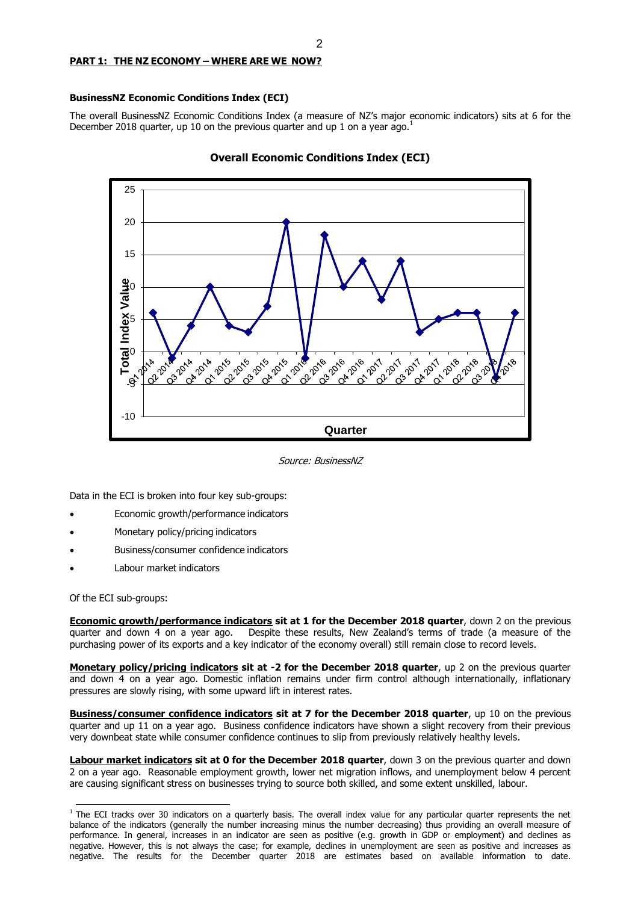## PART 1: THE NZ ECONOMY – WHERE ARE WE NOW?

### BusinessNZ Economic Conditions Index (ECI)

The overall BusinessNZ Economic Conditions Index (a measure of NZ's major economic indicators) sits at 6 for the December 2018 quarter, up 10 on the previous quarter and up 1 on a year ago.[1]

**Overall Economic Conditions Index (ECI)**

*Source: BusinessNZ*

Data in the ECI is broken into four key sub-groups:

- Economic growth/performance indicators
- Monetary policy/pricing indicators
- Business/consumer confidence indicators
- Labour market indicators

Of the ECI sub-groups:

**Economic growth/performance indicators sit at 1 for the December 2018 quarter**, down 2 on the previous quarter and down 4 on a year ago. Despite these results, New Zealand's terms of trade (a measure of the purchasing power of its exports and a key indicator of the economy overall) still remain close to record levels.

**Monetary policy/pricing indicators sit at -2 for the December 2018 quarter**, up 2 on the previous quarter and down 4 on a year ago. Domestic inflation remains under firm control although internationally, inflationary pressures are slowly rising, with some upward lift in interest rates.

**Business/consumer confidence indicators sit at 7 for the December 2018 quarter**, up 10 on the previous quarter and up 11 on a year ago. Business confidence indicators have shown a slight recovery from their previous very downbeat state while consumer confidence continues to slip from previously relatively healthy levels.

**Labour market indicators sit at 0 for the December 2018 quarter**, down 3 on the previous quarter and down 2 on a year ago. Reasonable employment growth, lower net migration inflows, and unemployment below 4 percent are causing significant stress on businesses trying to source both skilled, and some extent unskilled, labour.

[1] The ECI tracks over 30 indicators on a quarterly basis. The overall index value for any particular quarter represents the net balance of the indicators (generally the number increasing minus the number decreasing) thus providing an overall measure of performance. In general, increases in an indicator are seen as positive (e.g. growth in GDP or employment) and declines as negative. However, this is not always the case; for example, declines in unemployment are seen as positive and increases as negative. The results for the December quarter 2018 are estimates based on available information to date.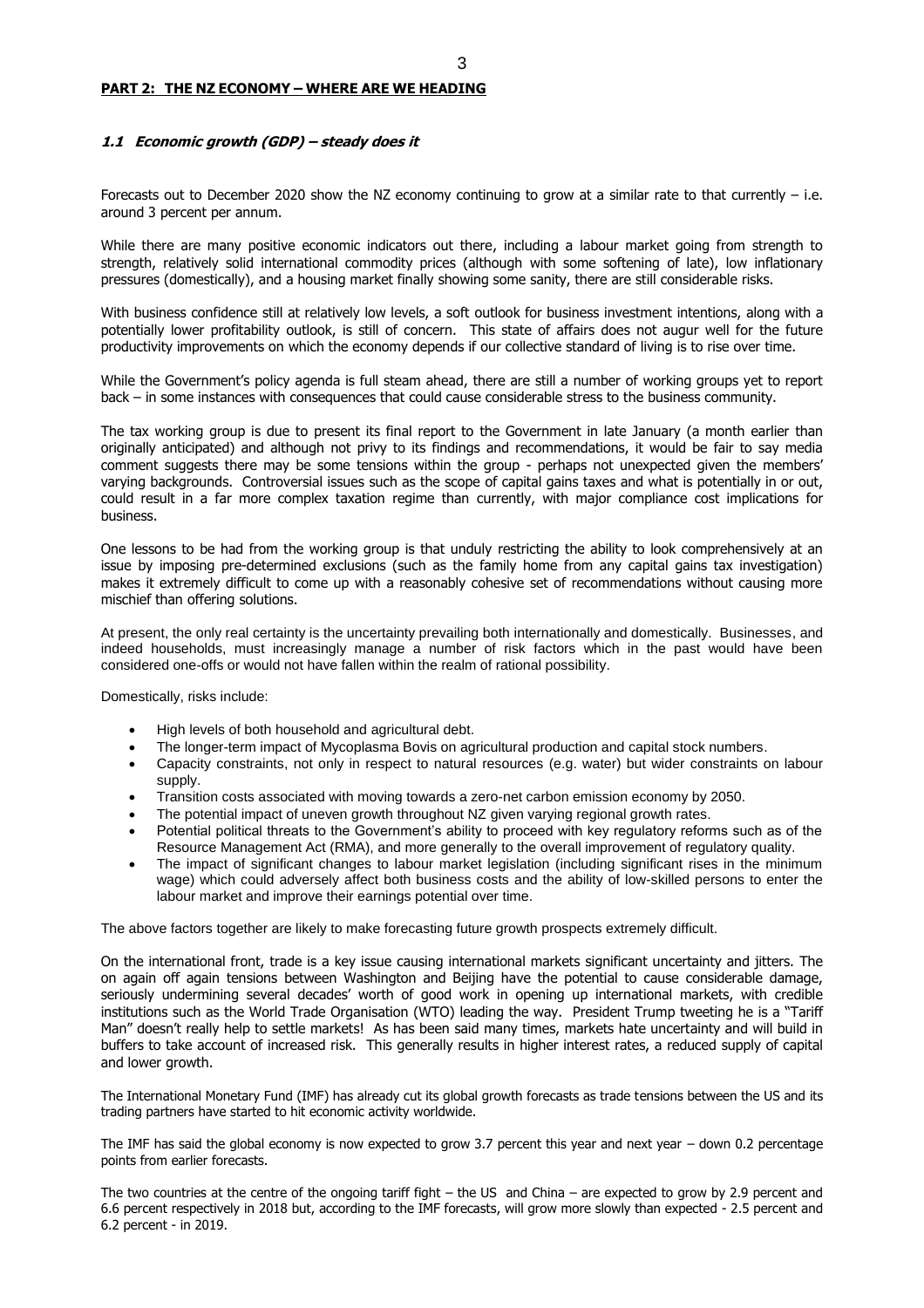## PART 2: THE NZ ECONOMY – WHERE ARE WE HEADING

### *1.1 Economic growth (GDP) – steady does it*

Forecasts out to December 2020 show the NZ economy continuing to grow at a similar rate to that currently – i.e. around 3 percent per annum.

While there are many positive economic indicators out there, including a labour market going from strength to strength, relatively solid international commodity prices (although with some softening of late), low inflationary pressures (domestically), and a housing market finally showing some sanity, there are still considerable risks.

With business confidence still at relatively low levels, a soft outlook for business investment intentions, along with a potentially lower profitability outlook, is still of concern. This state of affairs does not augur well for the future productivity improvements on which the economy depends if our collective standard of living is to rise over time.

While the Government's policy agenda is full steam ahead, there are still a number of working groups yet to report back – in some instances with consequences that could cause considerable stress to the business community.

The tax working group is due to present its final report to the Government in late January (a month earlier than originally anticipated) and although not privy to its findings and recommendations, it would be fair to say media comment suggests there may be some tensions within the group - perhaps not unexpected given the members' varying backgrounds. Controversial issues such as the scope of capital gains taxes and what is potentially in or out, could result in a far more complex taxation regime than currently, with major compliance cost implications for business.

One lessons to be had from the working group is that unduly restricting the ability to look comprehensively at an issue by imposing pre-determined exclusions (such as the family home from any capital gains tax investigation) makes it extremely difficult to come up with a reasonably cohesive set of recommendations without causing more mischief than offering solutions.

At present, the only real certainty is the uncertainty prevailing both internationally and domestically. Businesses, and indeed households, must increasingly manage a number of risk factors which in the past would have been considered one-offs or would not have fallen within the realm of rational possibility.

Domestically, risks include:

- High levels of both household and agricultural debt.
- The longer-term impact of Mycoplasma Bovis on agricultural production and capital stock numbers.
- Capacity constraints, not only in respect to natural resources (e.g. water) but wider constraints on labour supply.
- Transition costs associated with moving towards a zero-net carbon emission economy by 2050.
- The potential impact of uneven growth throughout NZ given varying regional growth rates.
- Potential political threats to the Government's ability to proceed with key regulatory reforms such as of the Resource Management Act (RMA), and more generally to the overall improvement of regulatory quality.
- The impact of significant changes to labour market legislation (including significant rises in the minimum wage) which could adversely affect both business costs and the ability of low-skilled persons to enter the labour market and improve their earnings potential over time.

The above factors together are likely to make forecasting future growth prospects extremely difficult.

On the international front, trade is a key issue causing international markets significant uncertainty and jitters. The on again off again tensions between Washington and Beijing have the potential to cause considerable damage, seriously undermining several decades' worth of good work in opening up international markets, with credible institutions such as the World Trade Organisation (WTO) leading the way. President Trump tweeting he is a "Tariff Man" doesn't really help to settle markets! As has been said many times, markets hate uncertainty and will build in buffers to take account of increased risk. This generally results in higher interest rates, a reduced supply of capital and lower growth.

The International Monetary Fund (IMF) has already cut its global growth forecasts as trade tensions between the US and its trading partners have started to hit economic activity worldwide.

The IMF has said the global economy is now expected to grow 3.7 percent this year and next year – down 0.2 percentage points from earlier forecasts.

The two countries at the centre of the ongoing tariff fight – the US and China – are expected to grow by 2.9 percent and 6.6 percent respectively in 2018 but, according to the IMF forecasts, will grow more slowly than expected - 2.5 percent and 6.2 percent - in 2019.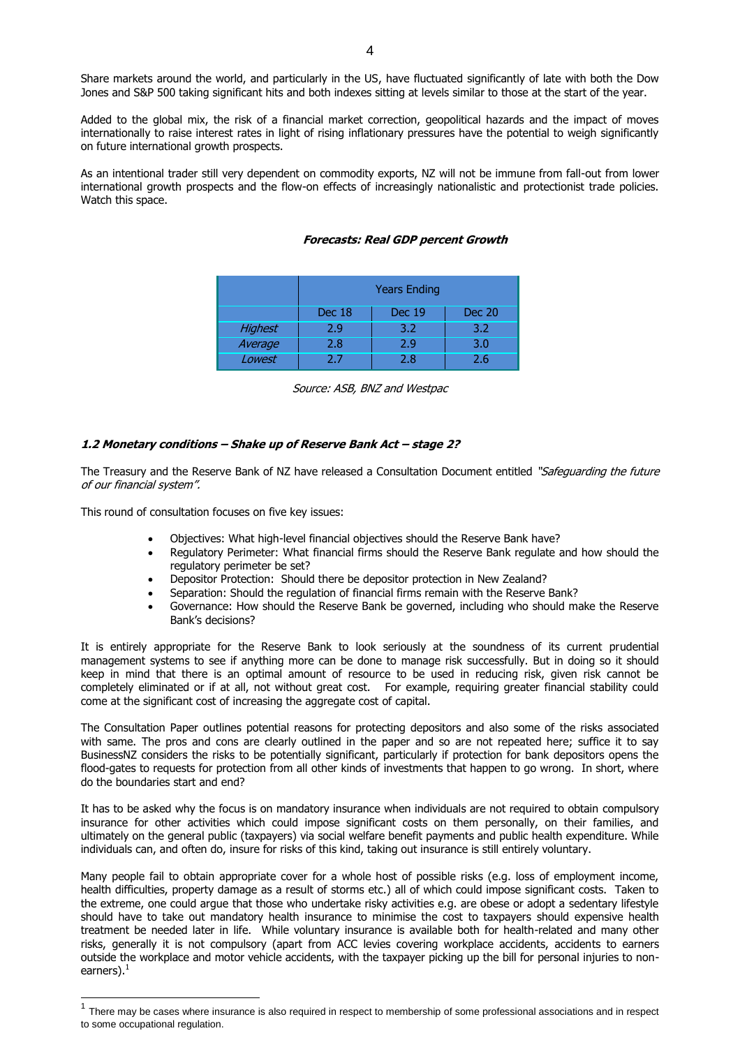Share markets around the world, and particularly in the US, have fluctuated significantly of late with both the Dow Jones and S&P 500 taking significant hits and both indexes sitting at levels similar to those at the start of the year.

Added to the global mix, the risk of a financial market correction, geopolitical hazards and the impact of moves internationally to raise interest rates in light of rising inflationary pressures have the potential to weigh significantly on future international growth prospects.

As an intentional trader still very dependent on commodity exports, NZ will not be immune from fall-out from lower international growth prospects and the flow-on effects of increasingly nationalistic and protectionist trade policies. Watch this space.

***Forecasts: Real GDP percent Growth***

| | Years Ending | | |
|---|---|---|---|
| | Dec 18 | Dec 19 | Dec 20 |
| *Highest* | 2.9 | 3.2 | 3.2 |
| *Average* | 2.8 | 2.9 | 3.0 |
| *Lowest* | 2.7 | 2.8 | 2.6 |

*Source: ASB, BNZ and Westpac*

### *1.2 Monetary conditions – Shake up of Reserve Bank Act – stage 2?*

The Treasury and the Reserve Bank of NZ have released a Consultation Document entitled *"Safeguarding the future of our financial system".*

This round of consultation focuses on five key issues:

- Objectives: What high-level financial objectives should the Reserve Bank have?
- Regulatory Perimeter: What financial firms should the Reserve Bank regulate and how should the regulatory perimeter be set?
- Depositor Protection: Should there be depositor protection in New Zealand?
- Separation: Should the regulation of financial firms remain with the Reserve Bank?
- Governance: How should the Reserve Bank be governed, including who should make the Reserve Bank's decisions?

It is entirely appropriate for the Reserve Bank to look seriously at the soundness of its current prudential management systems to see if anything more can be done to manage risk successfully. But in doing so it should keep in mind that there is an optimal amount of resource to be used in reducing risk, given risk cannot be completely eliminated or if at all, not without great cost. For example, requiring greater financial stability could come at the significant cost of increasing the aggregate cost of capital.

The Consultation Paper outlines potential reasons for protecting depositors and also some of the risks associated with same. The pros and cons are clearly outlined in the paper and so are not repeated here; suffice it to say BusinessNZ considers the risks to be potentially significant, particularly if protection for bank depositors opens the flood-gates to requests for protection from all other kinds of investments that happen to go wrong. In short, where do the boundaries start and end?

It has to be asked why the focus is on mandatory insurance when individuals are not required to obtain compulsory insurance for other activities which could impose significant costs on them personally, on their families, and ultimately on the general public (taxpayers) via social welfare benefit payments and public health expenditure. While individuals can, and often do, insure for risks of this kind, taking out insurance is still entirely voluntary.

Many people fail to obtain appropriate cover for a whole host of possible risks (e.g. loss of employment income, health difficulties, property damage as a result of storms etc.) all of which could impose significant costs. Taken to the extreme, one could argue that those who undertake risky activities e.g. are obese or adopt a sedentary lifestyle should have to take out mandatory health insurance to minimise the cost to taxpayers should expensive health treatment be needed later in life. While voluntary insurance is available both for health-related and many other risks, generally it is not compulsory (apart from ACC levies covering workplace accidents, accidents to earners outside the workplace and motor vehicle accidents, with the taxpayer picking up the bill for personal injuries to non-earners).[1]

[1] There may be cases where insurance is also required in respect to membership of some professional associations and in respect to some occupational regulation.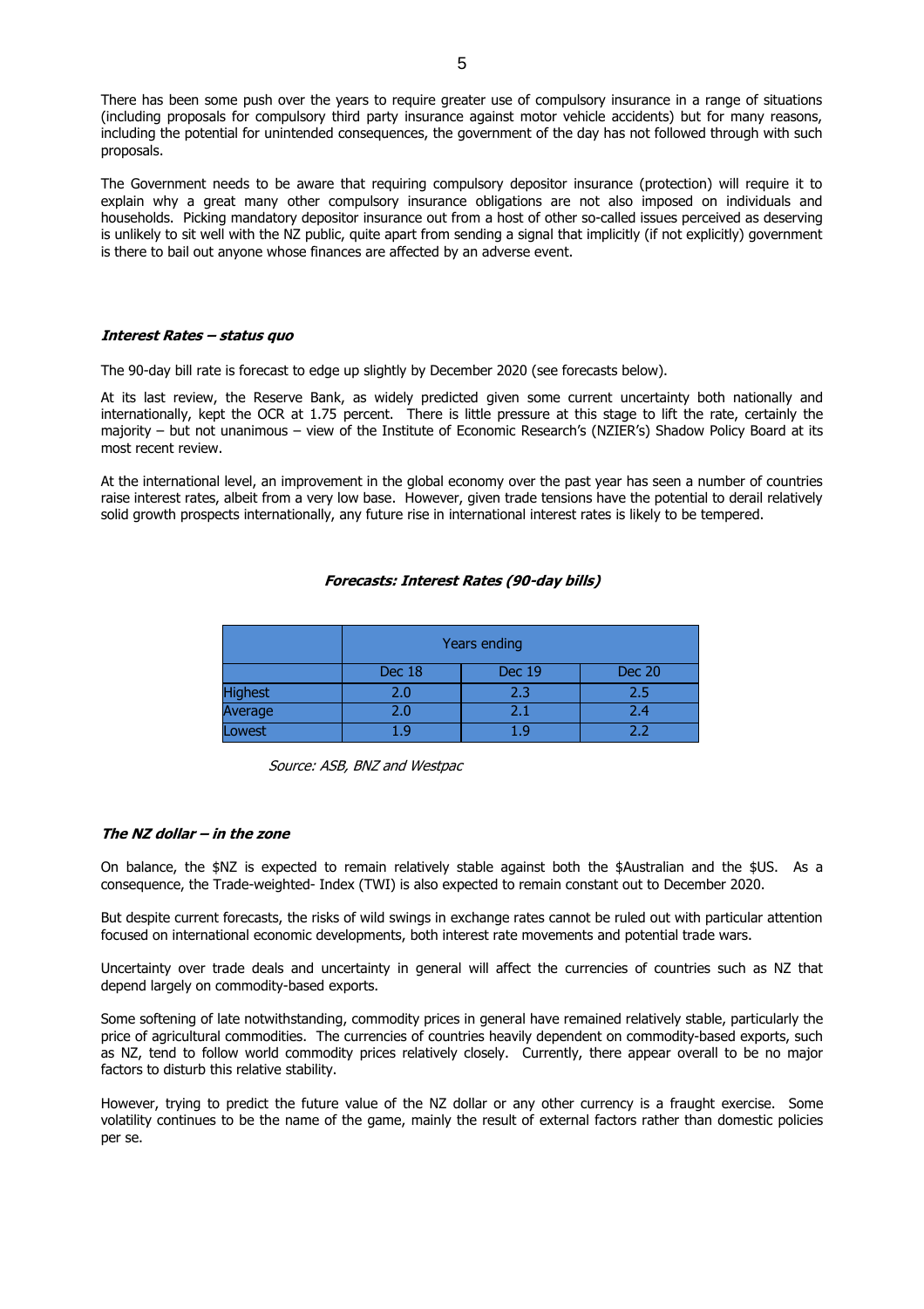There has been some push over the years to require greater use of compulsory insurance in a range of situations (including proposals for compulsory third party insurance against motor vehicle accidents) but for many reasons, including the potential for unintended consequences, the government of the day has not followed through with such proposals.

The Government needs to be aware that requiring compulsory depositor insurance (protection) will require it to explain why a great many other compulsory insurance obligations are not also imposed on individuals and households. Picking mandatory depositor insurance out from a host of other so-called issues perceived as deserving is unlikely to sit well with the NZ public, quite apart from sending a signal that implicitly (if not explicitly) government is there to bail out anyone whose finances are affected by an adverse event.

***Interest Rates – status quo***

The 90-day bill rate is forecast to edge up slightly by December 2020 (see forecasts below).

At its last review, the Reserve Bank, as widely predicted given some current uncertainty both nationally and internationally, kept the OCR at 1.75 percent. There is little pressure at this stage to lift the rate, certainly the majority – but not unanimous – view of the Institute of Economic Research's (NZIER's) Shadow Policy Board at its most recent review.

At the international level, an improvement in the global economy over the past year has seen a number of countries raise interest rates, albeit from a very low base. However, given trade tensions have the potential to derail relatively solid growth prospects internationally, any future rise in international interest rates is likely to be tempered.

***Forecasts: Interest Rates (90-day bills)***

| | Years ending | | |
|---|---|---|---|
| | Dec 18 | Dec 19 | Dec 20 |
| Highest | 2.0 | 2.3 | 2.5 |
| Average | 2.0 | 2.1 | 2.4 |
| Lowest | 1.9 | 1.9 | 2.2 |

*Source: ASB, BNZ and Westpac*

***The NZ dollar – in the zone***

On balance, the $NZ is expected to remain relatively stable against both the $Australian and the $US. As a consequence, the Trade-weighted- Index (TWI) is also expected to remain constant out to December 2020.

But despite current forecasts, the risks of wild swings in exchange rates cannot be ruled out with particular attention focused on international economic developments, both interest rate movements and potential trade wars.

Uncertainty over trade deals and uncertainty in general will affect the currencies of countries such as NZ that depend largely on commodity-based exports.

Some softening of late notwithstanding, commodity prices in general have remained relatively stable, particularly the price of agricultural commodities. The currencies of countries heavily dependent on commodity-based exports, such as NZ, tend to follow world commodity prices relatively closely. Currently, there appear overall to be no major factors to disturb this relative stability.

However, trying to predict the future value of the NZ dollar or any other currency is a fraught exercise. Some volatility continues to be the name of the game, mainly the result of external factors rather than domestic policies per se.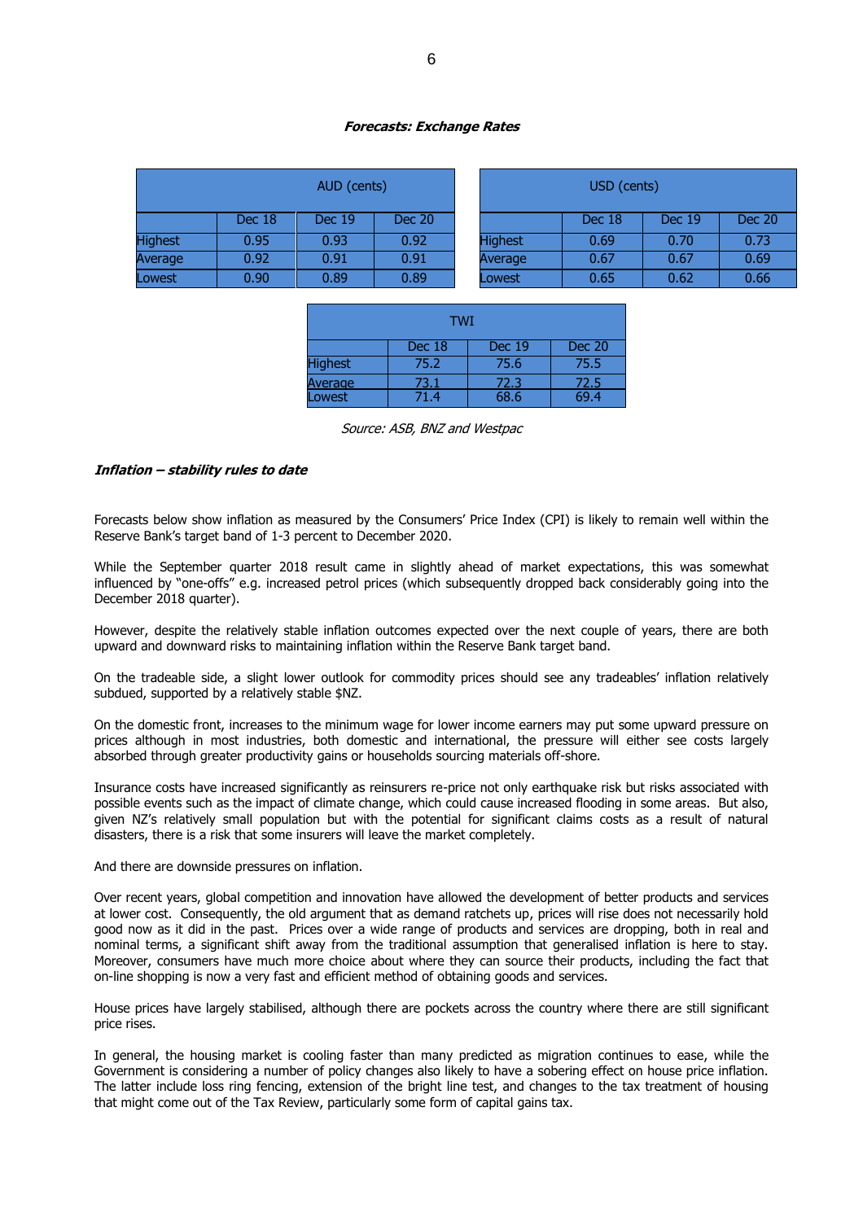**_Forecasts: Exchange Rates_**

| AUD (cents) | | | |
|---|---|---|---|
| | Dec 18 | Dec 19 | Dec 20 |
| Highest | 0.95 | 0.93 | 0.92 |
| Average | 0.92 | 0.91 | 0.91 |
| Lowest | 0.90 | 0.89 | 0.89 |

| USD (cents) | | | |
|---|---|---|---|
| | Dec 18 | Dec 19 | Dec 20 |
| Highest | 0.69 | 0.70 | 0.73 |
| Average | 0.67 | 0.67 | 0.69 |
| Lowest | 0.65 | 0.62 | 0.66 |

| TWI | | | |
|---|---|---|---|
| | Dec 18 | Dec 19 | Dec 20 |
| Highest | 75.2 | 75.6 | 75.5 |
| Average | 73.1 | 72.3 | 72.5 |
| Lowest | 71.4 | 68.6 | 69.4 |

*Source: ASB, BNZ and Westpac*

**_Inflation – stability rules to date_**

Forecasts below show inflation as measured by the Consumers' Price Index (CPI) is likely to remain well within the Reserve Bank's target band of 1-3 percent to December 2020.

While the September quarter 2018 result came in slightly ahead of market expectations, this was somewhat influenced by "one-offs" e.g. increased petrol prices (which subsequently dropped back considerably going into the December 2018 quarter).

However, despite the relatively stable inflation outcomes expected over the next couple of years, there are both upward and downward risks to maintaining inflation within the Reserve Bank target band.

On the tradeable side, a slight lower outlook for commodity prices should see any tradeables' inflation relatively subdued, supported by a relatively stable $NZ.

On the domestic front, increases to the minimum wage for lower income earners may put some upward pressure on prices although in most industries, both domestic and international, the pressure will either see costs largely absorbed through greater productivity gains or households sourcing materials off-shore.

Insurance costs have increased significantly as reinsurers re-price not only earthquake risk but risks associated with possible events such as the impact of climate change, which could cause increased flooding in some areas. But also, given NZ's relatively small population but with the potential for significant claims costs as a result of natural disasters, there is a risk that some insurers will leave the market completely.

And there are downside pressures on inflation.

Over recent years, global competition and innovation have allowed the development of better products and services at lower cost. Consequently, the old argument that as demand ratchets up, prices will rise does not necessarily hold good now as it did in the past. Prices over a wide range of products and services are dropping, both in real and nominal terms, a significant shift away from the traditional assumption that generalised inflation is here to stay. Moreover, consumers have much more choice about where they can source their products, including the fact that on-line shopping is now a very fast and efficient method of obtaining goods and services.

House prices have largely stabilised, although there are pockets across the country where there are still significant price rises.

In general, the housing market is cooling faster than many predicted as migration continues to ease, while the Government is considering a number of policy changes also likely to have a sobering effect on house price inflation. The latter include loss ring fencing, extension of the bright line test, and changes to the tax treatment of housing that might come out of the Tax Review, particularly some form of capital gains tax.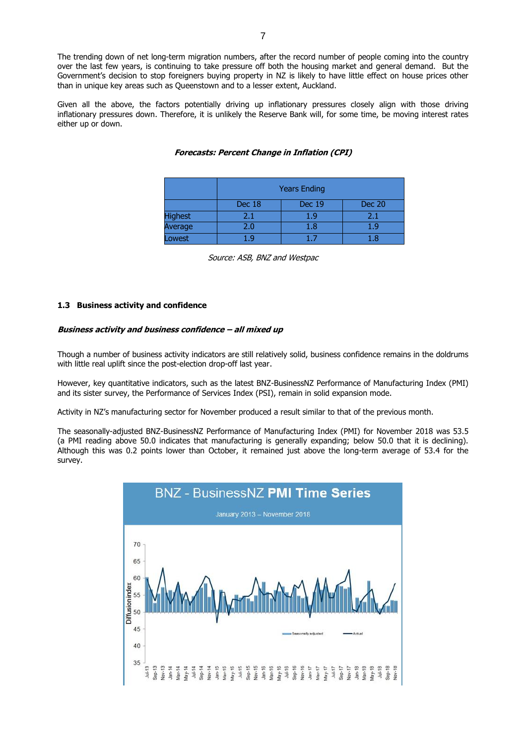The trending down of net long-term migration numbers, after the record number of people coming into the country over the last few years, is continuing to take pressure off both the housing market and general demand. But the Government's decision to stop foreigners buying property in NZ is likely to have little effect on house prices other than in unique key areas such as Queenstown and to a lesser extent, Auckland.

Given all the above, the factors potentially driving up inflationary pressures closely align with those driving inflationary pressures down. Therefore, it is unlikely the Reserve Bank will, for some time, be moving interest rates either up or down.

***Forecasts: Percent Change in Inflation (CPI)***

| | Years Ending | | |
|---|---|---|---|
| | Dec 18 | Dec 19 | Dec 20 |
| Highest | 2.1 | 1.9 | 2.1 |
| Average | 2.0 | 1.8 | 1.9 |
| Lowest | 1.9 | 1.7 | 1.8 |

*Source: ASB, BNZ and Westpac*

### 1.3 Business activity and confidence

***Business activity and business confidence – all mixed up***

Though a number of business activity indicators are still relatively solid, business confidence remains in the doldrums with little real uplift since the post-election drop-off last year.

However, key quantitative indicators, such as the latest BNZ-BusinessNZ Performance of Manufacturing Index (PMI) and its sister survey, the Performance of Services Index (PSI), remain in solid expansion mode.

Activity in NZ's manufacturing sector for November produced a result similar to that of the previous month.

The seasonally-adjusted BNZ-BusinessNZ Performance of Manufacturing Index (PMI) for November 2018 was 53.5 (a PMI reading above 50.0 indicates that manufacturing is generally expanding; below 50.0 that it is declining). Although this was 0.2 points lower than October, it remained just above the long-term average of 53.4 for the survey.

BNZ - BusinessNZ **PMI Time Series**

January 2013 – November 2018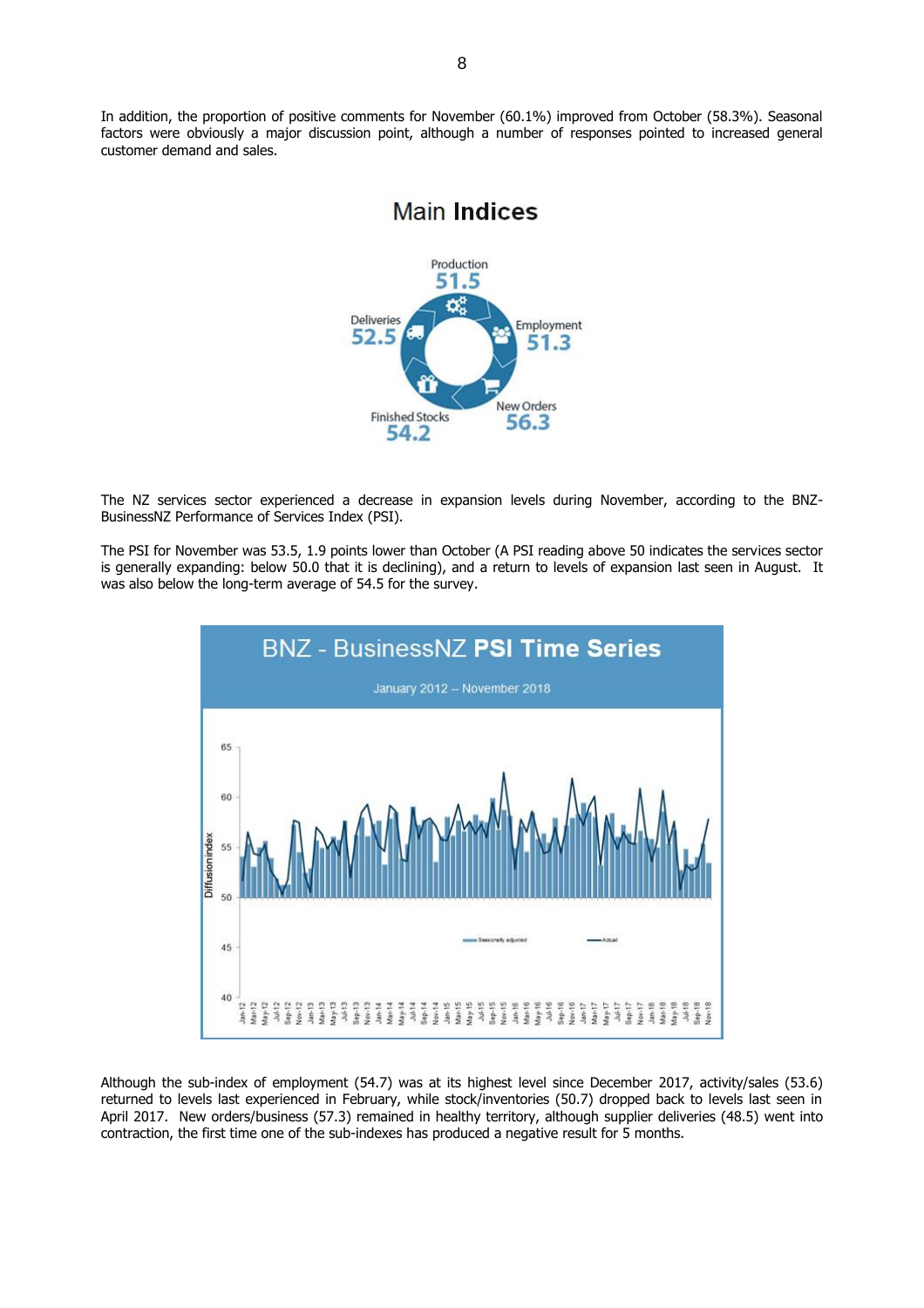In addition, the proportion of positive comments for November (60.1%) improved from October (58.3%). Seasonal factors were obviously a major discussion point, although a number of responses pointed to increased general customer demand and sales.

## Main Indices

Production 51.5

Employment 51.3

New Orders 56.3

Finished Stocks 54.2

Deliveries 52.5

The NZ services sector experienced a decrease in expansion levels during November, according to the BNZ-BusinessNZ Performance of Services Index (PSI).

The PSI for November was 53.5, 1.9 points lower than October (A PSI reading above 50 indicates the services sector is generally expanding: below 50.0 that it is declining), and a return to levels of expansion last seen in August. It was also below the long-term average of 54.5 for the survey.

## BNZ - BusinessNZ PSI Time Series

January 2012 – November 2018

Although the sub-index of employment (54.7) was at its highest level since December 2017, activity/sales (53.6) returned to levels last experienced in February, while stock/inventories (50.7) dropped back to levels last seen in April 2017. New orders/business (57.3) remained in healthy territory, although supplier deliveries (48.5) went into contraction, the first time one of the sub-indexes has produced a negative result for 5 months.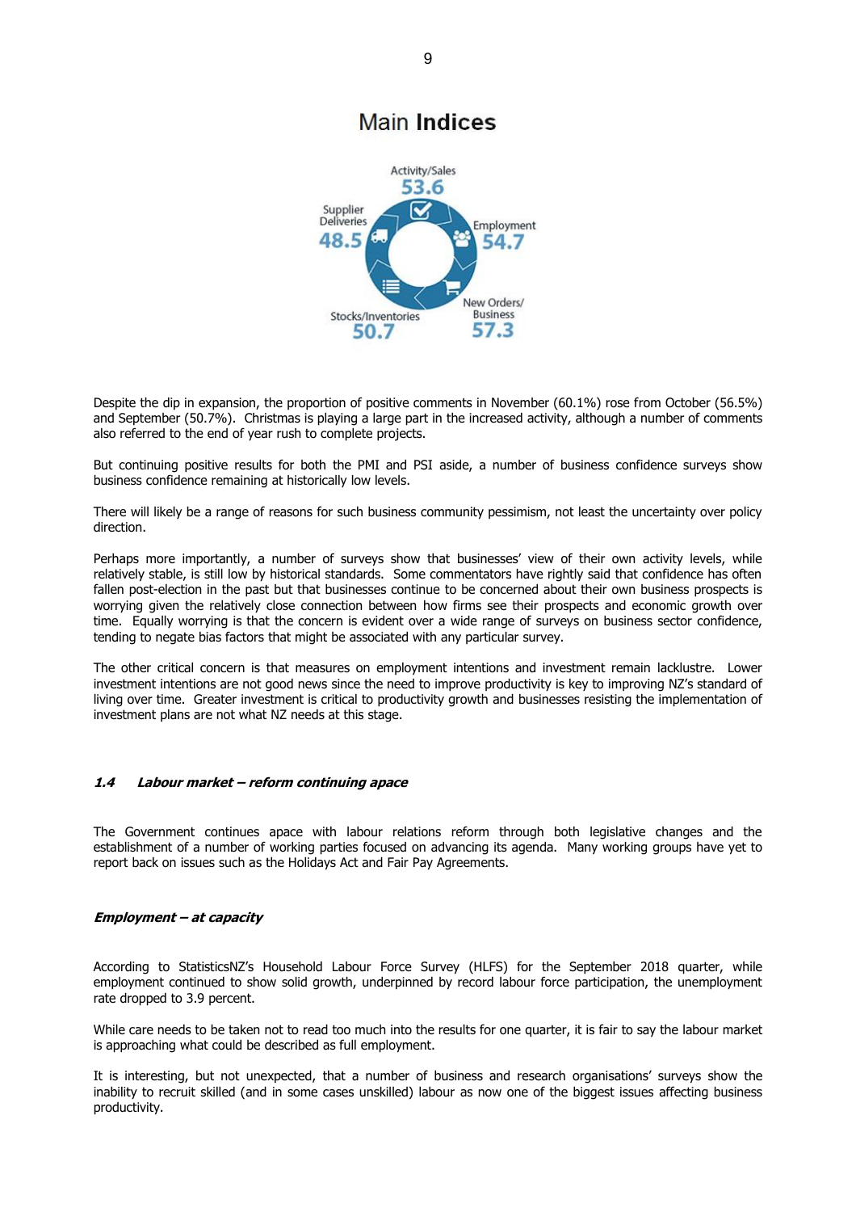## Main Indices

Activity/Sales 53.6

Employment 54.7

New Orders/ Business 57.3

Stocks/Inventories 50.7

Supplier Deliveries 48.5

Despite the dip in expansion, the proportion of positive comments in November (60.1%) rose from October (56.5%) and September (50.7%). Christmas is playing a large part in the increased activity, although a number of comments also referred to the end of year rush to complete projects.

But continuing positive results for both the PMI and PSI aside, a number of business confidence surveys show business confidence remaining at historically low levels.

There will likely be a range of reasons for such business community pessimism, not least the uncertainty over policy direction.

Perhaps more importantly, a number of surveys show that businesses' view of their own activity levels, while relatively stable, is still low by historical standards. Some commentators have rightly said that confidence has often fallen post-election in the past but that businesses continue to be concerned about their own business prospects is worrying given the relatively close connection between how firms see their prospects and economic growth over time. Equally worrying is that the concern is evident over a wide range of surveys on business sector confidence, tending to negate bias factors that might be associated with any particular survey.

The other critical concern is that measures on employment intentions and investment remain lacklustre. Lower investment intentions are not good news since the need to improve productivity is key to improving NZ's standard of living over time. Greater investment is critical to productivity growth and businesses resisting the implementation of investment plans are not what NZ needs at this stage.

### ***1.4 Labour market – reform continuing apace***

The Government continues apace with labour relations reform through both legislative changes and the establishment of a number of working parties focused on advancing its agenda. Many working groups have yet to report back on issues such as the Holidays Act and Fair Pay Agreements.

#### ***Employment – at capacity***

According to StatisticsNZ's Household Labour Force Survey (HLFS) for the September 2018 quarter, while employment continued to show solid growth, underpinned by record labour force participation, the unemployment rate dropped to 3.9 percent.

While care needs to be taken not to read too much into the results for one quarter, it is fair to say the labour market is approaching what could be described as full employment.

It is interesting, but not unexpected, that a number of business and research organisations' surveys show the inability to recruit skilled (and in some cases unskilled) labour as now one of the biggest issues affecting business productivity.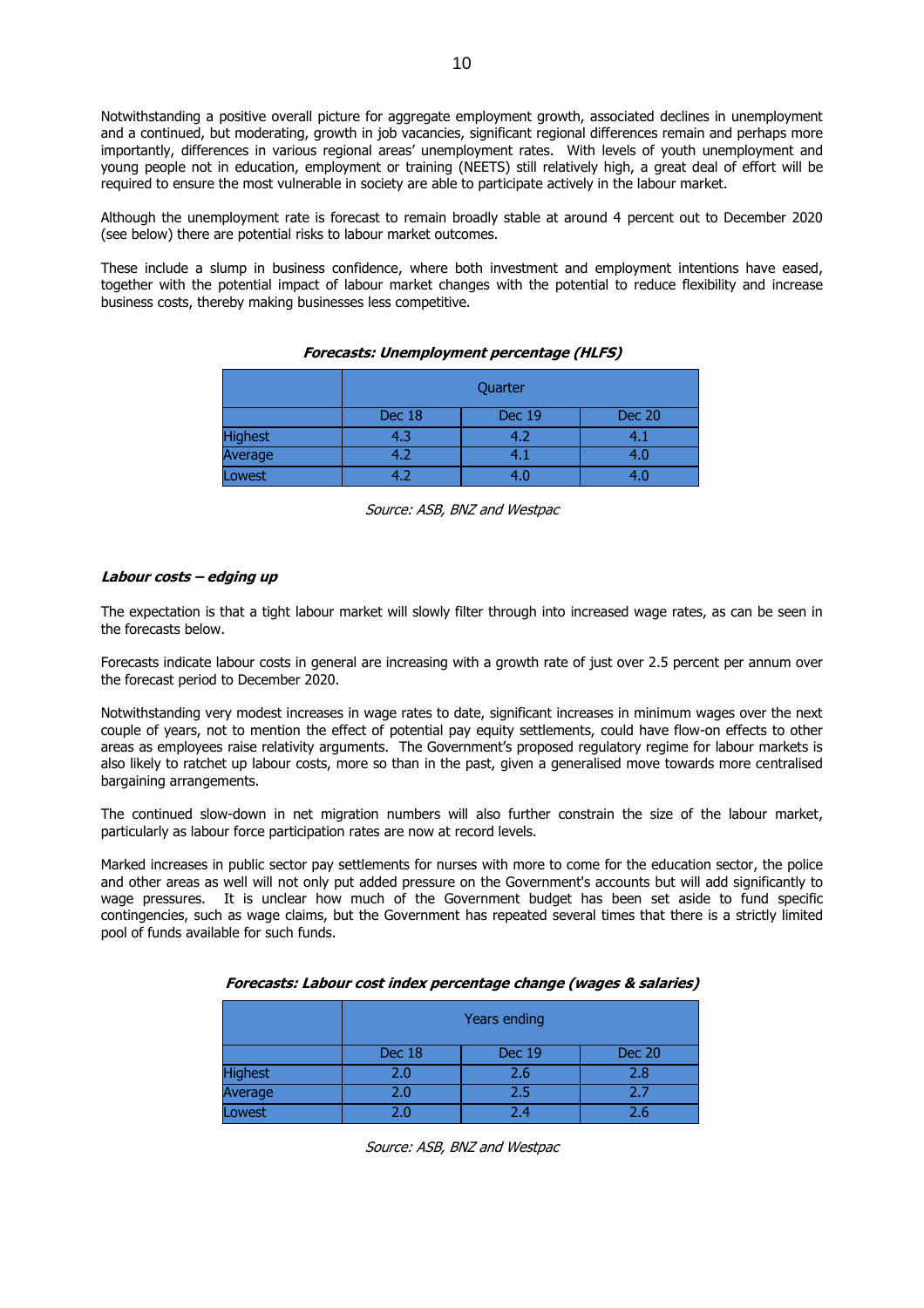Notwithstanding a positive overall picture for aggregate employment growth, associated declines in unemployment and a continued, but moderating, growth in job vacancies, significant regional differences remain and perhaps more importantly, differences in various regional areas' unemployment rates. With levels of youth unemployment and young people not in education, employment or training (NEETS) still relatively high, a great deal of effort will be required to ensure the most vulnerable in society are able to participate actively in the labour market.

Although the unemployment rate is forecast to remain broadly stable at around 4 percent out to December 2020 (see below) there are potential risks to labour market outcomes.

These include a slump in business confidence, where both investment and employment intentions have eased, together with the potential impact of labour market changes with the potential to reduce flexibility and increase business costs, thereby making businesses less competitive.

***Forecasts: Unemployment percentage (HLFS)***

| | Quarter | | |
|---|---|---|---|
| | Dec 18 | Dec 19 | Dec 20 |
| Highest | 4.3 | 4.2 | 4.1 |
| Average | 4.2 | 4.1 | 4.0 |
| Lowest | 4.2 | 4.0 | 4.0 |

*Source: ASB, BNZ and Westpac*

***Labour costs – edging up***

The expectation is that a tight labour market will slowly filter through into increased wage rates, as can be seen in the forecasts below.

Forecasts indicate labour costs in general are increasing with a growth rate of just over 2.5 percent per annum over the forecast period to December 2020.

Notwithstanding very modest increases in wage rates to date, significant increases in minimum wages over the next couple of years, not to mention the effect of potential pay equity settlements, could have flow-on effects to other areas as employees raise relativity arguments. The Government's proposed regulatory regime for labour markets is also likely to ratchet up labour costs, more so than in the past, given a generalised move towards more centralised bargaining arrangements.

The continued slow-down in net migration numbers will also further constrain the size of the labour market, particularly as labour force participation rates are now at record levels.

Marked increases in public sector pay settlements for nurses with more to come for the education sector, the police and other areas as well will not only put added pressure on the Government's accounts but will add significantly to wage pressures. It is unclear how much of the Government budget has been set aside to fund specific contingencies, such as wage claims, but the Government has repeated several times that there is a strictly limited pool of funds available for such funds.

***Forecasts: Labour cost index percentage change (wages & salaries)***

| | Years ending | | |
|---|---|---|---|
| | Dec 18 | Dec 19 | Dec 20 |
| Highest | 2.0 | 2.6 | 2.8 |
| Average | 2.0 | 2.5 | 2.7 |
| Lowest | 2.0 | 2.4 | 2.6 |

*Source: ASB, BNZ and Westpac*